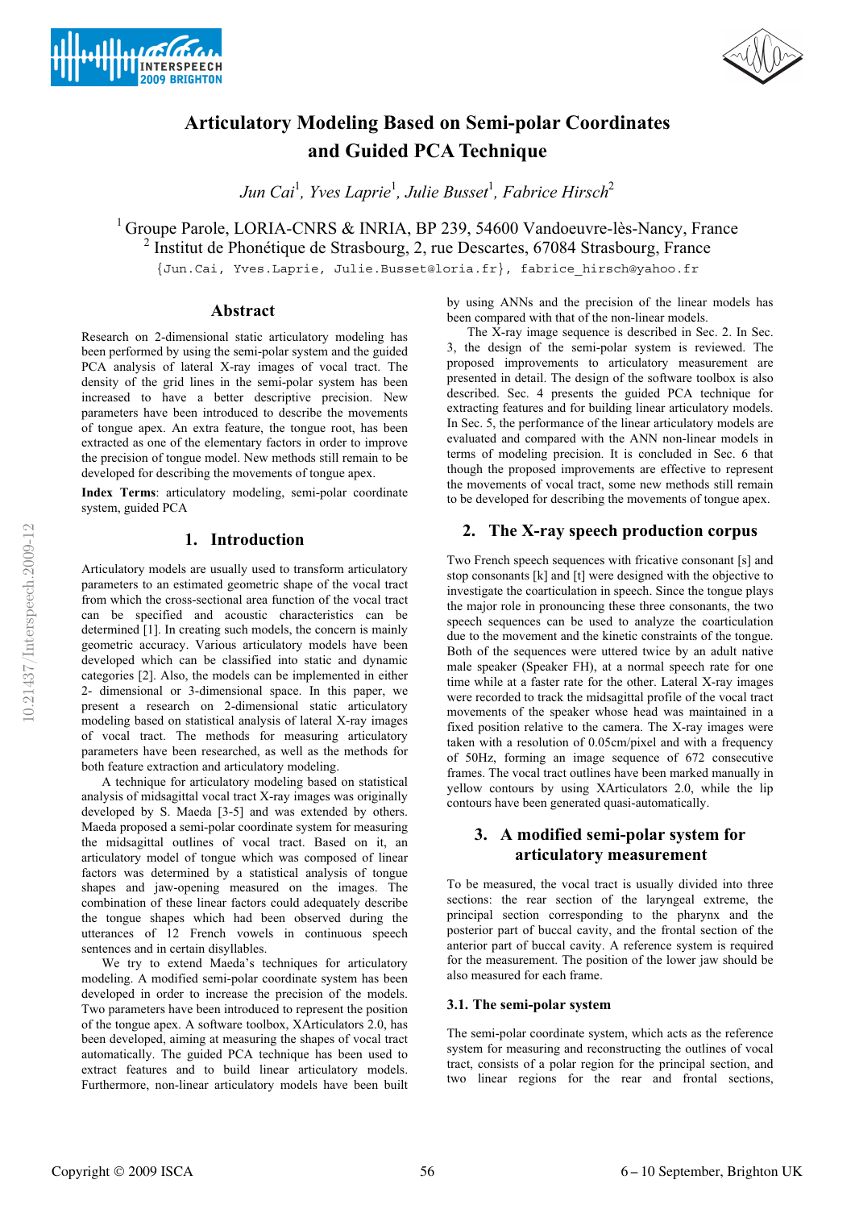# Articulatory Modeling Based on Semi-polar Coordinates and Guided PCA Technique

*Jun Cai*[1], *Yves Laprie*[1], *Julie Busset*[1], *Fabrice Hirsch*[2]

[1] Groupe Parole, LORIA-CNRS & INRIA, BP 239, 54600 Vandoeuvre-lès-Nancy, France
[2] Institut de Phonétique de Strasbourg, 2, rue Descartes, 67084 Strasbourg, France

{Jun.Cai, Yves.Laprie, Julie.Busset@loria.fr}, fabrice_hirsch@yahoo.fr

## Abstract

Research on 2-dimensional static articulatory modeling has been performed by using the semi-polar system and the guided PCA analysis of lateral X-ray images of vocal tract. The density of the grid lines in the semi-polar system has been increased to have a better descriptive precision. New parameters have been introduced to describe the movements of tongue apex. An extra feature, the tongue root, has been extracted as one of the elementary factors in order to improve the precision of tongue model. New methods still remain to be developed for describing the movements of tongue apex.

**Index Terms**: articulatory modeling, semi-polar coordinate system, guided PCA

## 1. Introduction

Articulatory models are usually used to transform articulatory parameters to an estimated geometric shape of the vocal tract from which the cross-sectional area function of the vocal tract can be specified and acoustic characteristics can be determined [1]. In creating such models, the concern is mainly geometric accuracy. Various articulatory models have been developed which can be classified into static and dynamic categories [2]. Also, the models can be implemented in either 2- dimensional or 3-dimensional space. In this paper, we present a research on 2-dimensional static articulatory modeling based on statistical analysis of lateral X-ray images of vocal tract. The methods for measuring articulatory parameters have been researched, as well as the methods for both feature extraction and articulatory modeling.

A technique for articulatory modeling based on statistical analysis of midsagittal vocal tract X-ray images was originally developed by S. Maeda [3-5] and was extended by others. Maeda proposed a semi-polar coordinate system for measuring the midsagittal outlines of vocal tract. Based on it, an articulatory model of tongue which was composed of linear factors was determined by a statistical analysis of tongue shapes and jaw-opening measured on the images. The combination of these linear factors could adequately describe the tongue shapes which had been observed during the utterances of 12 French vowels in continuous speech sentences and in certain disyllables.

We try to extend Maeda's techniques for articulatory modeling. A modified semi-polar coordinate system has been developed in order to increase the precision of the models. Two parameters have been introduced to represent the position of the tongue apex. A software toolbox, XArticulators 2.0, has been developed, aiming at measuring the shapes of vocal tract automatically. The guided PCA technique has been used to extract features and to build linear articulatory models. Furthermore, non-linear articulatory models have been built by using ANNs and the precision of the linear models has been compared with that of the non-linear models.

The X-ray image sequence is described in Sec. 2. In Sec. 3, the design of the semi-polar system is reviewed. The proposed improvements to articulatory measurement are presented in detail. The design of the software toolbox is also described. Sec. 4 presents the guided PCA technique for extracting features and for building linear articulatory models. In Sec. 5, the performance of the linear articulatory models are evaluated and compared with the ANN non-linear models in terms of modeling precision. It is concluded in Sec. 6 that though the proposed improvements are effective to represent the movements of vocal tract, some new methods still remain to be developed for describing the movements of tongue apex.

## 2. The X-ray speech production corpus

Two French speech sequences with fricative consonant [s] and stop consonants [k] and [t] were designed with the objective to investigate the coarticulation in speech. Since the tongue plays the major role in pronouncing these three consonants, the two speech sequences can be used to analyze the coarticulation due to the movement and the kinetic constraints of the tongue. Both of the sequences were uttered twice by an adult native male speaker (Speaker FH), at a normal speech rate for one time while at a faster rate for the other. Lateral X-ray images were recorded to track the midsagittal profile of the vocal tract movements of the speaker whose head was maintained in a fixed position relative to the camera. The X-ray images were taken with a resolution of 0.05cm/pixel and with a frequency of 50Hz, forming an image sequence of 672 consecutive frames. The vocal tract outlines have been marked manually in yellow contours by using XArticulators 2.0, while the lip contours have been generated quasi-automatically.

## 3. A modified semi-polar system for articulatory measurement

To be measured, the vocal tract is usually divided into three sections: the rear section of the laryngeal extreme, the principal section corresponding to the pharynx and the posterior part of buccal cavity, and the frontal section of the anterior part of buccal cavity. A reference system is required for the measurement. The position of the lower jaw should be also measured for each frame.

### 3.1. The semi-polar system

The semi-polar coordinate system, which acts as the reference system for measuring and reconstructing the outlines of vocal tract, consists of a polar region for the principal section, and two linear regions for the rear and frontal sections,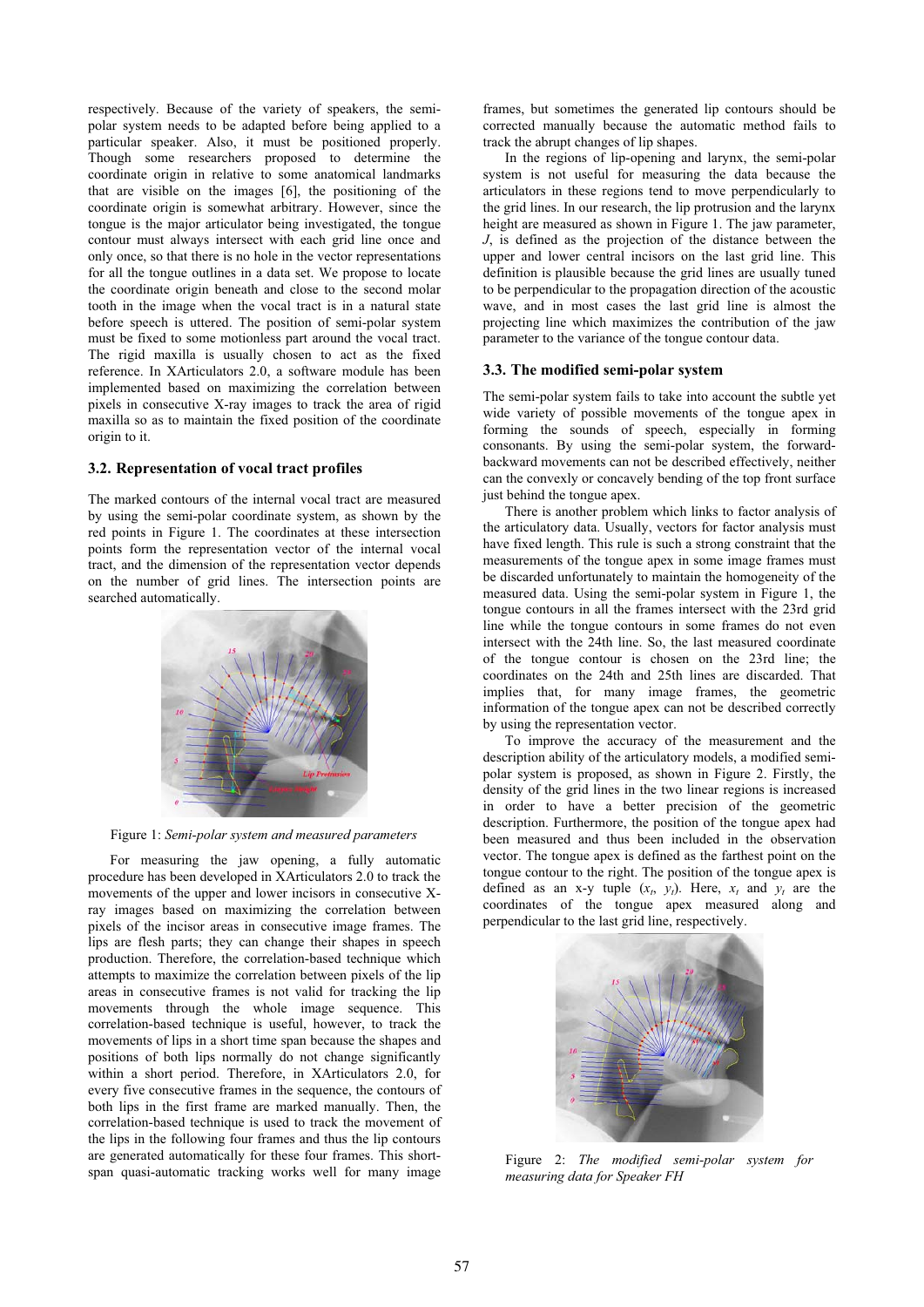respectively. Because of the variety of speakers, the semi-polar system needs to be adapted before being applied to a particular speaker. Also, it must be positioned properly. Though some researchers proposed to determine the coordinate origin in relative to some anatomical landmarks that are visible on the images [6], the positioning of the coordinate origin is somewhat arbitrary. However, since the tongue is the major articulator being investigated, the tongue contour must always intersect with each grid line once and only once, so that there is no hole in the vector representations for all the tongue outlines in a data set. We propose to locate the coordinate origin beneath and close to the second molar tooth in the image when the vocal tract is in a natural state before speech is uttered. The position of semi-polar system must be fixed to some motionless part around the vocal tract. The rigid maxilla is usually chosen to act as the fixed reference. In XArticulators 2.0, a software module has been implemented based on maximizing the correlation between pixels in consecutive X-ray images to track the area of rigid maxilla so as to maintain the fixed position of the coordinate origin to it.

### 3.2. Representation of vocal tract profiles

The marked contours of the internal vocal tract are measured by using the semi-polar coordinate system, as shown by the red points in Figure 1. The coordinates at these intersection points form the representation vector of the internal vocal tract, and the dimension of the representation vector depends on the number of grid lines. The intersection points are searched automatically.

Figure 1: *Semi-polar system and measured parameters*

For measuring the jaw opening, a fully automatic procedure has been developed in XArticulators 2.0 to track the movements of the upper and lower incisors in consecutive X-ray images based on maximizing the correlation between pixels of the incisor areas in consecutive image frames. The lips are flesh parts; they can change their shapes in speech production. Therefore, the correlation-based technique which attempts to maximize the correlation between pixels of the lip areas in consecutive frames is not valid for tracking the lip movements through the whole image sequence. This correlation-based technique is useful, however, to track the movements of lips in a short time span because the shapes and positions of both lips normally do not change significantly within a short period. Therefore, in XArticulators 2.0, for every five consecutive frames in the sequence, the contours of both lips in the first frame are marked manually. Then, the correlation-based technique is used to track the movement of the lips in the following four frames and thus the lip contours are generated automatically for these four frames. This short-span quasi-automatic tracking works well for many image frames, but sometimes the generated lip contours should be corrected manually because the automatic method fails to track the abrupt changes of lip shapes.

In the regions of lip-opening and larynx, the semi-polar system is not useful for measuring the data because the articulators in these regions tend to move perpendicularly to the grid lines. In our research, the lip protrusion and the larynx height are measured as shown in Figure 1. The jaw parameter, *J*, is defined as the projection of the distance between the upper and lower central incisors on the last grid line. This definition is plausible because the grid lines are usually tuned to be perpendicular to the propagation direction of the acoustic wave, and in most cases the last grid line is almost the projecting line which maximizes the contribution of the jaw parameter to the variance of the tongue contour data.

### 3.3. The modified semi-polar system

The semi-polar system fails to take into account the subtle yet wide variety of possible movements of the tongue apex in forming the sounds of speech, especially in forming consonants. By using the semi-polar system, the forward-backward movements can not be described effectively, neither can the convexly or concavely bending of the top front surface just behind the tongue apex.

There is another problem which links to factor analysis of the articulatory data. Usually, vectors for factor analysis must have fixed length. This rule is such a strong constraint that the measurements of the tongue apex in some image frames must be discarded unfortunately to maintain the homogeneity of the measured data. Using the semi-polar system in Figure 1, the tongue contours in all the frames intersect with the 23rd grid line while the tongue contours in some frames do not even intersect with the 24th line. So, the last measured coordinate of the tongue contour is chosen on the 23rd line; the coordinates on the 24th and 25th lines are discarded. That implies that, for many image frames, the geometric information of the tongue apex can not be described correctly by using the representation vector.

To improve the accuracy of the measurement and the description ability of the articulatory models, a modified semi-polar system is proposed, as shown in Figure 2. Firstly, the density of the grid lines in the two linear regions is increased in order to have a better precision of the geometric description. Furthermore, the position of the tongue apex had been measured and thus been included in the observation vector. The tongue apex is defined as the farthest point on the tongue contour to the right. The position of the tongue apex is defined as an x-y tuple ($x_t$, $y_t$). Here, $x_t$ and $y_t$ are the coordinates of the tongue apex measured along and perpendicular to the last grid line, respectively.

Figure 2: *The modified semi-polar system for measuring data for Speaker FH*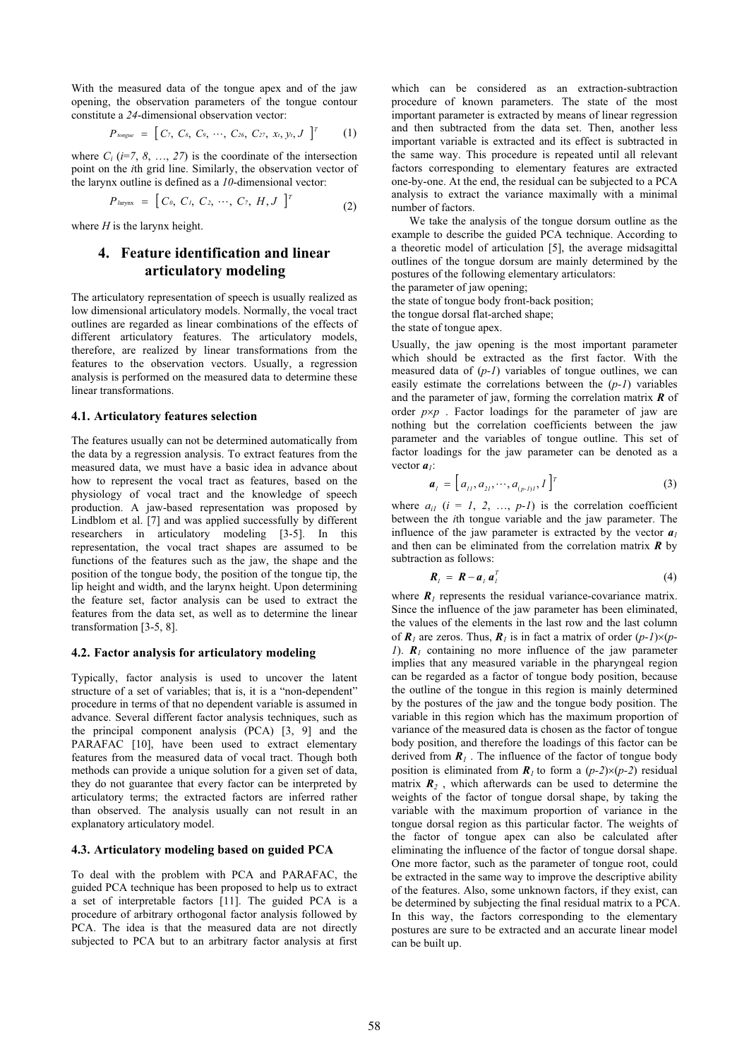With the measured data of the tongue apex and of the jaw opening, the observation parameters of the tongue contour constitute a *24*-dimensional observation vector:

$$P_{tongue} = \left[ C_7,\ C_8,\ C_9,\ \cdots,\ C_{26},\ C_{27},\ x_t, y_t, J \right]^T \tag{1}$$

where $C_i$ ($i$=*7*, *8*, …, *27*) is the coordinate of the intersection point on the *i*th grid line. Similarly, the observation vector of the larynx outline is defined as a *10*-dimensional vector:

$$P_{larynx} = \left[ C_0,\ C_1,\ C_2,\ \cdots,\ C_7,\ H, J \right]^T \tag{2}$$

where $H$ is the larynx height.

# 4. Feature identification and linear articulatory modeling

The articulatory representation of speech is usually realized as low dimensional articulatory models. Normally, the vocal tract outlines are regarded as linear combinations of the effects of different articulatory features. The articulatory models, therefore, are realized by linear transformations from the features to the observation vectors. Usually, a regression analysis is performed on the measured data to determine these linear transformations.

## 4.1. Articulatory features selection

The features usually can not be determined automatically from the data by a regression analysis. To extract features from the measured data, we must have a basic idea in advance about how to represent the vocal tract as features, based on the physiology of vocal tract and the knowledge of speech production. A jaw-based representation was proposed by Lindblom et al. [7] and was applied successfully by different researchers in articulatory modeling [3-5]. In this representation, the vocal tract shapes are assumed to be functions of the features such as the jaw, the shape and the position of the tongue body, the position of the tongue tip, the lip height and width, and the larynx height. Upon determining the feature set, factor analysis can be used to extract the features from the data set, as well as to determine the linear transformation [3-5, 8].

## 4.2. Factor analysis for articulatory modeling

Typically, factor analysis is used to uncover the latent structure of a set of variables; that is, it is a "non-dependent" procedure in terms of that no dependent variable is assumed in advance. Several different factor analysis techniques, such as the principal component analysis (PCA) [3, 9] and the PARAFAC [10], have been used to extract elementary features from the measured data of vocal tract. Though both methods can provide a unique solution for a given set of data, they do not guarantee that every factor can be interpreted by articulatory terms; the extracted factors are inferred rather than observed. The analysis usually can not result in an explanatory articulatory model.

## 4.3. Articulatory modeling based on guided PCA

To deal with the problem with PCA and PARAFAC, the guided PCA technique has been proposed to help us to extract a set of interpretable factors [11]. The guided PCA is a procedure of arbitrary orthogonal factor analysis followed by PCA. The idea is that the measured data are not directly subjected to PCA but to an arbitrary factor analysis at first which can be considered as an extraction-subtraction procedure of known parameters. The state of the most important parameter is extracted by means of linear regression and then subtracted from the data set. Then, another less important variable is extracted and its effect is subtracted in the same way. This procedure is repeated until all relevant factors corresponding to elementary features are extracted one-by-one. At the end, the residual can be subjected to a PCA analysis to extract the variance maximally with a minimal number of factors.

We take the analysis of the tongue dorsum outline as the example to describe the guided PCA technique. According to a theoretic model of articulation [5], the average midsagittal outlines of the tongue dorsum are mainly determined by the postures of the following elementary articulators:

the parameter of jaw opening;
the state of tongue body front-back position;
the tongue dorsal flat-arched shape;
the state of tongue apex.

Usually, the jaw opening is the most important parameter which should be extracted as the first factor. With the measured data of ($p$-$1$) variables of tongue outlines, we can easily estimate the correlations between the ($p$-$1$) variables and the parameter of jaw, forming the correlation matrix $\boldsymbol{R}$ of order $p \times p$ . Factor loadings for the parameter of jaw are nothing but the correlation coefficients between the jaw parameter and the variables of tongue outline. This set of factor loadings for the jaw parameter can be denoted as a vector $\boldsymbol{a}_1$:

$$\boldsymbol{a}_1 = \left[ a_{11}, a_{21}, \cdots, a_{(p\text{-}1)1}, 1 \right]^T \tag{3}$$

where $a_{i1}$ ($i$ = *1*, *2*, …, *p-1*) is the correlation coefficient between the *i*th tongue variable and the jaw parameter. The influence of the jaw parameter is extracted by the vector $\boldsymbol{a}_1$ and then can be eliminated from the correlation matrix $\boldsymbol{R}$ by subtraction as follows:

$$\boldsymbol{R}_1 = \boldsymbol{R} - \boldsymbol{a}_1 \boldsymbol{a}_1^T \tag{4}$$

where $\boldsymbol{R}_1$ represents the residual variance-covariance matrix. Since the influence of the jaw parameter has been eliminated, the values of the elements in the last row and the last column of $\boldsymbol{R}_1$ are zeros. Thus, $\boldsymbol{R}_1$ is in fact a matrix of order ($p$-$1$)×($p$-$1$). $\boldsymbol{R}_1$ containing no more influence of the jaw parameter implies that any measured variable in the pharyngeal region can be regarded as a factor of tongue body position, because the outline of the tongue in this region is mainly determined by the postures of the jaw and the tongue body position. The variable in this region which has the maximum proportion of variance of the measured data is chosen as the factor of tongue body position, and therefore the loadings of this factor can be derived from $\boldsymbol{R}_1$ . The influence of the factor of tongue body position is eliminated from $\boldsymbol{R}_1$ to form a ($p$-$2$)×($p$-$2$) residual matrix $\boldsymbol{R}_2$ , which afterwards can be used to determine the weights of the factor of tongue dorsal shape, by taking the variable with the maximum proportion of variance in the tongue dorsal region as this particular factor. The weights of the factor of tongue apex can also be calculated after eliminating the influence of the factor of tongue dorsal shape. One more factor, such as the parameter of tongue root, could be extracted in the same way to improve the descriptive ability of the features. Also, some unknown factors, if they exist, can be determined by subjecting the final residual matrix to a PCA. In this way, the factors corresponding to the elementary postures are sure to be extracted and an accurate linear model can be built up.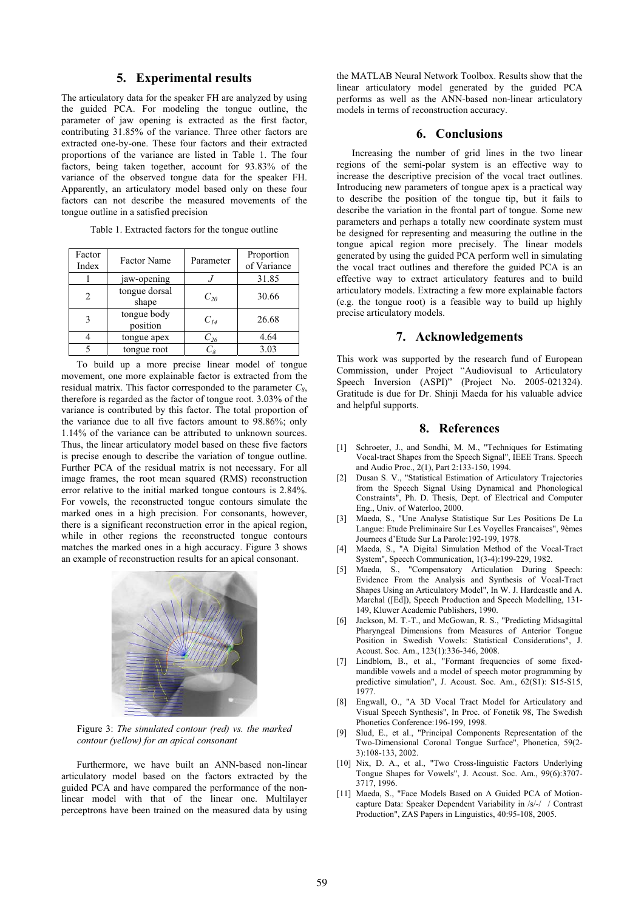## 5. Experimental results

The articulatory data for the speaker FH are analyzed by using the guided PCA. For modeling the tongue outline, the parameter of jaw opening is extracted as the first factor, contributing 31.85% of the variance. Three other factors are extracted one-by-one. These four factors and their extracted proportions of the variance are listed in Table 1. The four factors, being taken together, account for 93.83% of the variance of the observed tongue data for the speaker FH. Apparently, an articulatory model based only on these four factors can not describe the measured movements of the tongue outline in a satisfied precision

Table 1. Extracted factors for the tongue outline

| Factor Index | Factor Name | Parameter | Proportion of Variance |
|---|---|---|---|
| 1 | jaw-opening | $J$ | 31.85 |
| 2 | tongue dorsal shape | $C_{20}$ | 30.66 |
| 3 | tongue body position | $C_{14}$ | 26.68 |
| 4 | tongue apex | $C_{26}$ | 4.64 |
| 5 | tongue root | $C_8$ | 3.03 |

To build up a more precise linear model of tongue movement, one more explainable factor is extracted from the residual matrix. This factor corresponded to the parameter $C_8$, therefore is regarded as the factor of tongue root. 3.03% of the variance is contributed by this factor. The total proportion of the variance due to all five factors amount to 98.86%; only 1.14% of the variance can be attributed to unknown sources. Thus, the linear articulatory model based on these five factors is precise enough to describe the variation of tongue outline. Further PCA of the residual matrix is not necessary. For all image frames, the root mean squared (RMS) reconstruction error relative to the initial marked tongue contours is 2.84%. For vowels, the reconstructed tongue contours simulate the marked ones in a high precision. For consonants, however, there is a significant reconstruction error in the apical region, while in other regions the reconstructed tongue contours matches the marked ones in a high accuracy. Figure 3 shows an example of reconstruction results for an apical consonant.

Figure 3: *The simulated contour (red) vs. the marked contour (yellow) for an apical consonant*

Furthermore, we have built an ANN-based non-linear articulatory model based on the factors extracted by the guided PCA and have compared the performance of the non-linear model with that of the linear one. Multilayer perceptrons have been trained on the measured data by using the MATLAB Neural Network Toolbox. Results show that the linear articulatory model generated by the guided PCA performs as well as the ANN-based non-linear articulatory models in terms of reconstruction accuracy.

## 6. Conclusions

Increasing the number of grid lines in the two linear regions of the semi-polar system is an effective way to increase the descriptive precision of the vocal tract outlines. Introducing new parameters of tongue apex is a practical way to describe the position of the tongue tip, but it fails to describe the variation in the frontal part of tongue. Some new parameters and perhaps a totally new coordinate system must be designed for representing and measuring the outline in the tongue apical region more precisely. The linear models generated by using the guided PCA perform well in simulating the vocal tract outlines and therefore the guided PCA is an effective way to extract articulatory features and to build articulatory models. Extracting a few more explainable factors (e.g. the tongue root) is a feasible way to build up highly precise articulatory models.

## 7. Acknowledgements

This work was supported by the research fund of European Commission, under Project "Audiovisual to Articulatory Speech Inversion (ASPI)" (Project No. 2005-021324). Gratitude is due for Dr. Shinji Maeda for his valuable advice and helpful supports.

## 8. References

[1] Schroeter, J., and Sondhi, M. M., "Techniques for Estimating Vocal-tract Shapes from the Speech Signal", IEEE Trans. Speech and Audio Proc., 2(1), Part 2:133-150, 1994.

[2] Dusan S. V., "Statistical Estimation of Articulatory Trajectories from the Speech Signal Using Dynamical and Phonological Constraints", Ph. D. Thesis, Dept. of Electrical and Computer Eng., Univ. of Waterloo, 2000.

[3] Maeda, S., "Une Analyse Statistique Sur Les Positions De La Langue: Etude Preliminaire Sur Les Voyelles Francaises", 9èmes Journees d'Etude Sur La Parole:192-199, 1978.

[4] Maeda, S., "A Digital Simulation Method of the Vocal-Tract System", Speech Communication, 1(3-4):199-229, 1982.

[5] Maeda, S., "Compensatory Articulation During Speech: Evidence From the Analysis and Synthesis of Vocal-Tract Shapes Using an Articulatory Model", In W. J. Hardcastle and A. Marchal ([Ed]), Speech Production and Speech Modelling, 131-149, Kluwer Academic Publishers, 1990.

[6] Jackson, M. T.-T., and McGowan, R. S., "Predicting Midsagittal Pharyngeal Dimensions from Measures of Anterior Tongue Position in Swedish Vowels: Statistical Considerations", J. Acoust. Soc. Am., 123(1):336-346, 2008.

[7] Lindblom, B., et al., "Formant frequencies of some fixed-mandible vowels and a model of speech motor programming by predictive simulation", J. Acoust. Soc. Am., 62(S1): S15-S15, 1977.

[8] Engwall, O., "A 3D Vocal Tract Model for Articulatory and Visual Speech Synthesis", In Proc. of Fonetik 98, The Swedish Phonetics Conference:196-199, 1998.

[9] Slud, E., et al., "Principal Components Representation of the Two-Dimensional Coronal Tongue Surface", Phonetica, 59(2-3):108-133, 2002.

[10] Nix, D. A., et al., "Two Cross-linguistic Factors Underlying Tongue Shapes for Vowels", J. Acoust. Soc. Am., 99(6):3707-3717, 1996.

[11] Maeda, S., "Face Models Based on A Guided PCA of Motion-capture Data: Speaker Dependent Variability in /s/-/ / Contrast Production", ZAS Papers in Linguistics, 40:95-108, 2005.